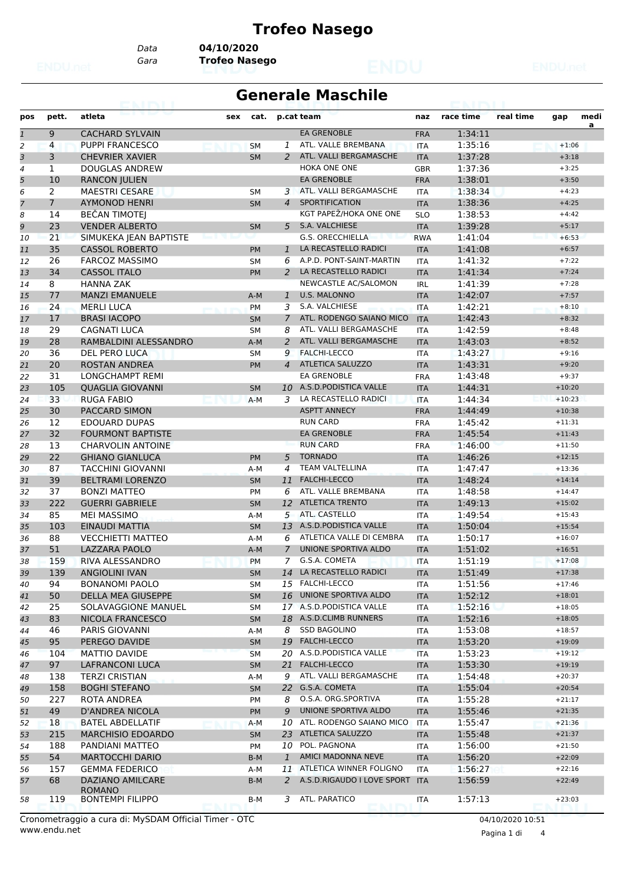# Trofeo Nasego

Data **04/10/2020**
Gara **Trofeo Nasego**

## Generale Maschile

| pos | pett. | atleta | sex | cat. | p.cat | team | naz | race time | real time | gap | media |
|---|---|---|---|---|---|---|---|---|---|---|---|
| 1 | 9 | CACHARD SYLVAIN | | | | EA GRENOBLE | FRA | 1:34:11 | | | |
| 2 | 4 | PUPPI FRANCESCO | | SM | 1 | ATL. VALLE BREMBANA | ITA | 1:35:16 | | +1:06 | |
| 3 | 3 | CHEVRIER XAVIER | | SM | 2 | ATL. VALLI BERGAMASCHE | ITA | 1:37:28 | | +3:18 | |
| 4 | 1 | DOUGLAS ANDREW | | | | HOKA ONE ONE | GBR | 1:37:36 | | +3:25 | |
| 5 | 10 | RANCON JULIEN | | | | EA GRENOBLE | FRA | 1:38:01 | | +3:50 | |
| 6 | 2 | MAESTRI CESARE | | SM | 3 | ATL. VALLI BERGAMASCHE | ITA | 1:38:34 | | +4:23 | |
| 7 | 7 | AYMONOD HENRI | | SM | 4 | SPORTIFICATION | ITA | 1:38:36 | | +4:25 | |
| 8 | 14 | BEČAN TIMOTEJ | | | | KGT PAPEŽ/HOKA ONE ONE | SLO | 1:38:53 | | +4:42 | |
| 9 | 23 | VENDER ALBERTO | | SM | 5 | S.A. VALCHIESE | ITA | 1:39:28 | | +5:17 | |
| 10 | 21 | SIMUKEKA JEAN BAPTISTE | | | | G.S. ORECCHIELLA | RWA | 1:41:04 | | +6:53 | |
| 11 | 35 | CASSOL ROBERTO | | PM | 1 | LA RECASTELLO RADICI | ITA | 1:41:08 | | +6:57 | |
| 12 | 26 | FARCOZ MASSIMO | | SM | 6 | A.P.D. PONT-SAINT-MARTIN | ITA | 1:41:32 | | +7:22 | |
| 13 | 34 | CASSOL ITALO | | PM | 2 | LA RECASTELLO RADICI | ITA | 1:41:34 | | +7:24 | |
| 14 | 8 | HANNA ZAK | | | | NEWCASTLE AC/SALOMON | IRL | 1:41:39 | | +7:28 | |
| 15 | 77 | MANZI EMANUELE | | A-M | 1 | U.S. MALONNO | ITA | 1:42:07 | | +7:57 | |
| 16 | 24 | MERLI LUCA | | PM | 3 | S.A. VALCHIESE | ITA | 1:42:21 | | +8:10 | |
| 17 | 17 | BRASI IACOPO | | SM | 7 | ATL. RODENGO SAIANO MICO | ITA | 1:42:43 | | +8:32 | |
| 18 | 29 | CAGNATI LUCA | | SM | 8 | ATL. VALLI BERGAMASCHE | ITA | 1:42:59 | | +8:48 | |
| 19 | 28 | RAMBALDINI ALESSANDRO | | A-M | 2 | ATL. VALLI BERGAMASCHE | ITA | 1:43:03 | | +8:52 | |
| 20 | 36 | DEL PERO LUCA | | SM | 9 | FALCHI-LECCO | ITA | 1:43:27 | | +9:16 | |
| 21 | 20 | ROSTAN ANDREA | | PM | 4 | ATLETICA SALUZZO | ITA | 1:43:31 | | +9:20 | |
| 22 | 31 | LONGCHAMPT REMI | | | | EA GRENOBLE | FRA | 1:43:48 | | +9:37 | |
| 23 | 105 | QUAGLIA GIOVANNI | | SM | 10 | A.S.D.PODISTICA VALLE | ITA | 1:44:31 | | +10:20 | |
| 24 | 33 | RUGA FABIO | | A-M | 3 | LA RECASTELLO RADICI | ITA | 1:44:34 | | +10:23 | |
| 25 | 30 | PACCARD SIMON | | | | ASPTT ANNECY | FRA | 1:44:49 | | +10:38 | |
| 26 | 12 | EDOUARD DUPAS | | | | RUN CARD | FRA | 1:45:42 | | +11:31 | |
| 27 | 32 | FOURMONT BAPTISTE | | | | EA GRENOBLE | FRA | 1:45:54 | | +11:43 | |
| 28 | 13 | CHARVOLIN ANTOINE | | | | RUN CARD | FRA | 1:46:00 | | +11:50 | |
| 29 | 22 | GHIANO GIANLUCA | | PM | 5 | TORNADO | ITA | 1:46:26 | | +12:15 | |
| 30 | 87 | TACCHINI GIOVANNI | | A-M | 4 | TEAM VALTELLINA | ITA | 1:47:47 | | +13:36 | |
| 31 | 39 | BELTRAMI LORENZO | | SM | 11 | FALCHI-LECCO | ITA | 1:48:24 | | +14:14 | |
| 32 | 37 | BONZI MATTEO | | PM | 6 | ATL. VALLE BREMBANA | ITA | 1:48:58 | | +14:47 | |
| 33 | 222 | GUERRI GABRIELE | | SM | 12 | ATLETICA TRENTO | ITA | 1:49:13 | | +15:02 | |
| 34 | 85 | MEI MASSIMO | | A-M | 5 | ATL. CASTELLO | ITA | 1:49:54 | | +15:43 | |
| 35 | 103 | EINAUDI MATTIA | | SM | 13 | A.S.D.PODISTICA VALLE | ITA | 1:50:04 | | +15:54 | |
| 36 | 88 | VECCHIETTI MATTEO | | A-M | 6 | ATLETICA VALLE DI CEMBRA | ITA | 1:50:17 | | +16:07 | |
| 37 | 51 | LAZZARA PAOLO | | A-M | 7 | UNIONE SPORTIVA ALDO | ITA | 1:51:02 | | +16:51 | |
| 38 | 159 | RIVA ALESSANDRO | | PM | 7 | G.S.A. COMETA | ITA | 1:51:19 | | +17:08 | |
| 39 | 139 | ANGIOLINI IVAN | | SM | 14 | LA RECASTELLO RADICI | ITA | 1:51:49 | | +17:38 | |
| 40 | 94 | BONANOMI PAOLO | | SM | 15 | FALCHI-LECCO | ITA | 1:51:56 | | +17:46 | |
| 41 | 50 | DELLA MEA GIUSEPPE | | SM | 16 | UNIONE SPORTIVA ALDO | ITA | 1:52:12 | | +18:01 | |
| 42 | 25 | SOLAVAGGIONE MANUEL | | SM | 17 | A.S.D.PODISTICA VALLE | ITA | 1:52:16 | | +18:05 | |
| 43 | 83 | NICOLA FRANCESCO | | SM | 18 | A.S.D.CLIMB RUNNERS | ITA | 1:52:16 | | +18:05 | |
| 44 | 46 | PARIS GIOVANNI | | A-M | 8 | SSD BAGOLINO | ITA | 1:53:08 | | +18:57 | |
| 45 | 95 | PEREGO DAVIDE | | SM | 19 | FALCHI-LECCO | ITA | 1:53:20 | | +19:09 | |
| 46 | 104 | MATTIO DAVIDE | | SM | 20 | A.S.D.PODISTICA VALLE | ITA | 1:53:23 | | +19:12 | |
| 47 | 97 | LAFRANCONI LUCA | | SM | 21 | FALCHI-LECCO | ITA | 1:53:30 | | +19:19 | |
| 48 | 138 | TERZI CRISTIAN | | A-M | 9 | ATL. VALLI BERGAMASCHE | ITA | 1:54:48 | | +20:37 | |
| 49 | 158 | BOGHI STEFANO | | SM | 22 | G.S.A. COMETA | ITA | 1:55:04 | | +20:54 | |
| 50 | 227 | ROTA ANDREA | | PM | 8 | O.S.A. ORG.SPORTIVA | ITA | 1:55:28 | | +21:17 | |
| 51 | 49 | D'ANDREA NICOLA | | PM | 9 | UNIONE SPORTIVA ALDO | ITA | 1:55:46 | | +21:35 | |
| 52 | 18 | BATEL ABDELLATIF | | A-M | 10 | ATL. RODENGO SAIANO MICO | ITA | 1:55:47 | | +21:36 | |
| 53 | 215 | MARCHISIO EDOARDO | | SM | 23 | ATLETICA SALUZZO | ITA | 1:55:48 | | +21:37 | |
| 54 | 188 | PANDIANI MATTEO | | PM | 10 | POL. PAGNONA | ITA | 1:56:00 | | +21:50 | |
| 55 | 54 | MARTOCCHI DARIO | | B-M | 1 | AMICI MADONNA NEVE | ITA | 1:56:20 | | +22:09 | |
| 56 | 157 | GEMMA FEDERICO | | A-M | 11 | ATLETICA WINNER FOLIGNO | ITA | 1:56:27 | | +22:16 | |
| 57 | 68 | DAZIANO AMILCARE ROMANO | | B-M | 2 | A.S.D.RIGAUDO I LOVE SPORT | ITA | 1:56:59 | | +22:49 | |
| 58 | 119 | BONTEMPI FILIPPO | | B-M | 3 | ATL. PARATICO | ITA | 1:57:13 | | +23:03 | |

Cronometraggio a cura di: MySDAM Official Timer - OTC
www.endu.net

04/10/2020 10:51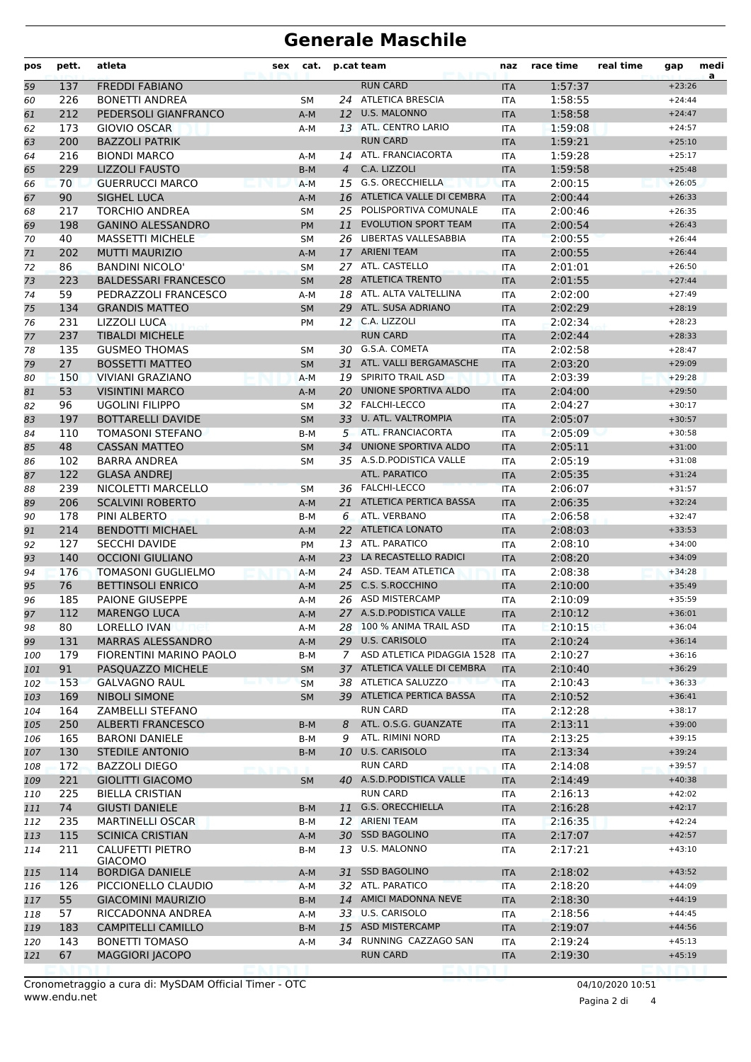# Generale Maschile

| pos | pett. | atleta | sex | cat. | p.cat | team | naz | race time | real time | gap | media |
|---|---|---|---|---|---|---|---|---|---|---|---|
| 59 | 137 | FREDDI FABIANO | | | | RUN CARD | ITA | 1:57:37 | | +23:26 | |
| 60 | 226 | BONETTI ANDREA | | SM | 24 | ATLETICA BRESCIA | ITA | 1:58:55 | | +24:44 | |
| 61 | 212 | PEDERSOLI GIANFRANCO | | A-M | 12 | U.S. MALONNO | ITA | 1:58:58 | | +24:47 | |
| 62 | 173 | GIOVIO OSCAR | | A-M | 13 | ATL. CENTRO LARIO | ITA | 1:59:08 | | +24:57 | |
| 63 | 200 | BAZZOLI PATRIK | | | | RUN CARD | ITA | 1:59:21 | | +25:10 | |
| 64 | 216 | BIONDI MARCO | | A-M | 14 | ATL. FRANCIACORTA | ITA | 1:59:28 | | +25:17 | |
| 65 | 229 | LIZZOLI FAUSTO | | B-M | 4 | C.A. LIZZOLI | ITA | 1:59:58 | | +25:48 | |
| 66 | 70 | GUERRUCCI MARCO | | A-M | 15 | G.S. ORECCHIELLA | ITA | 2:00:15 | | +26:05 | |
| 67 | 90 | SIGHEL LUCA | | A-M | 16 | ATLETICA VALLE DI CEMBRA | ITA | 2:00:44 | | +26:33 | |
| 68 | 217 | TORCHIO ANDREA | | SM | 25 | POLISPORTIVA COMUNALE | ITA | 2:00:46 | | +26:35 | |
| 69 | 198 | GANINO ALESSANDRO | | PM | 11 | EVOLUTION SPORT TEAM | ITA | 2:00:54 | | +26:43 | |
| 70 | 40 | MASSETTI MICHELE | | SM | 26 | LIBERTAS VALLESABBIA | ITA | 2:00:55 | | +26:44 | |
| 71 | 202 | MUTTI MAURIZIO | | A-M | 17 | ARIENI TEAM | ITA | 2:00:55 | | +26:44 | |
| 72 | 86 | BANDINI NICOLO' | | SM | 27 | ATL. CASTELLO | ITA | 2:01:01 | | +26:50 | |
| 73 | 223 | BALDESSARI FRANCESCO | | SM | 28 | ATLETICA TRENTO | ITA | 2:01:55 | | +27:44 | |
| 74 | 59 | PEDRAZZOLI FRANCESCO | | A-M | 18 | ATL. ALTA VALTELLINA | ITA | 2:02:00 | | +27:49 | |
| 75 | 134 | GRANDIS MATTEO | | SM | 29 | ATL. SUSA ADRIANO | ITA | 2:02:29 | | +28:19 | |
| 76 | 231 | LIZZOLI LUCA | | PM | 12 | C.A. LIZZOLI | ITA | 2:02:34 | | +28:23 | |
| 77 | 237 | TIBALDI MICHELE | | | | RUN CARD | ITA | 2:02:44 | | +28:33 | |
| 78 | 135 | GUSMEO THOMAS | | SM | 30 | G.S.A. COMETA | ITA | 2:02:58 | | +28:47 | |
| 79 | 27 | BOSSETTI MATTEO | | SM | 31 | ATL. VALLI BERGAMASCHE | ITA | 2:03:20 | | +29:09 | |
| 80 | 150 | VIVIANI GRAZIANO | | A-M | 19 | SPIRITO TRAIL ASD | ITA | 2:03:39 | | +29:28 | |
| 81 | 53 | VISINTINI MARCO | | A-M | 20 | UNIONE SPORTIVA ALDO | ITA | 2:04:00 | | +29:50 | |
| 82 | 96 | UGOLINI FILIPPO | | SM | 32 | FALCHI-LECCO | ITA | 2:04:27 | | +30:17 | |
| 83 | 197 | BOTTARELLI DAVIDE | | SM | 33 | U. ATL. VALTROMPIA | ITA | 2:05:07 | | +30:57 | |
| 84 | 110 | TOMASONI STEFANO | | B-M | 5 | ATL. FRANCIACORTA | ITA | 2:05:09 | | +30:58 | |
| 85 | 48 | CASSAN MATTEO | | SM | 34 | UNIONE SPORTIVA ALDO | ITA | 2:05:11 | | +31:00 | |
| 86 | 102 | BARRA ANDREA | | SM | 35 | A.S.D.PODISTICA VALLE | ITA | 2:05:19 | | +31:08 | |
| 87 | 122 | GLASA ANDREJ | | | | ATL. PARATICO | ITA | 2:05:35 | | +31:24 | |
| 88 | 239 | NICOLETTI MARCELLO | | SM | 36 | FALCHI-LECCO | ITA | 2:06:07 | | +31:57 | |
| 89 | 206 | SCALVINI ROBERTO | | A-M | 21 | ATLETICA PERTICA BASSA | ITA | 2:06:35 | | +32:24 | |
| 90 | 178 | PINI ALBERTO | | B-M | 6 | ATL. VERBANO | ITA | 2:06:58 | | +32:47 | |
| 91 | 214 | BENDOTTI MICHAEL | | A-M | 22 | ATLETICA LONATO | ITA | 2:08:03 | | +33:53 | |
| 92 | 127 | SECCHI DAVIDE | | PM | 13 | ATL. PARATICO | ITA | 2:08:10 | | +34:00 | |
| 93 | 140 | OCCIONI GIULIANO | | A-M | 23 | LA RECASTELLO RADICI | ITA | 2:08:20 | | +34:09 | |
| 94 | 176 | TOMASONI GUGLIELMO | | A-M | 24 | ASD. TEAM ATLETICA | ITA | 2:08:38 | | +34:28 | |
| 95 | 76 | BETTINSOLI ENRICO | | A-M | 25 | C.S. S.ROCCHINO | ITA | 2:10:00 | | +35:49 | |
| 96 | 185 | PAIONE GIUSEPPE | | A-M | 26 | ASD MISTERCAMP | ITA | 2:10:09 | | +35:59 | |
| 97 | 112 | MARENGO LUCA | | A-M | 27 | A.S.D.PODISTICA VALLE | ITA | 2:10:12 | | +36:01 | |
| 98 | 80 | LORELLO IVAN | | A-M | 28 | 100 % ANIMA TRAIL ASD | ITA | 2:10:15 | | +36:04 | |
| 99 | 131 | MARRAS ALESSANDRO | | A-M | 29 | U.S. CARISOLO | ITA | 2:10:24 | | +36:14 | |
| 100 | 179 | FIORENTINI MARINO PAOLO | | B-M | 7 | ASD ATLETICA PIDAGGIA 1528 | ITA | 2:10:27 | | +36:16 | |
| 101 | 91 | PASQUAZZO MICHELE | | SM | 37 | ATLETICA VALLE DI CEMBRA | ITA | 2:10:40 | | +36:29 | |
| 102 | 153 | GALVAGNO RAUL | | SM | 38 | ATLETICA SALUZZO | ITA | 2:10:43 | | +36:33 | |
| 103 | 169 | NIBOLI SIMONE | | SM | 39 | ATLETICA PERTICA BASSA | ITA | 2:10:52 | | +36:41 | |
| 104 | 164 | ZAMBELLI STEFANO | | | | RUN CARD | ITA | 2:12:28 | | +38:17 | |
| 105 | 250 | ALBERTI FRANCESCO | | B-M | 8 | ATL. O.S.G. GUANZATE | ITA | 2:13:11 | | +39:00 | |
| 106 | 165 | BARONI DANIELE | | B-M | 9 | ATL. RIMINI NORD | ITA | 2:13:25 | | +39:15 | |
| 107 | 130 | STEDILE ANTONIO | | B-M | 10 | U.S. CARISOLO | ITA | 2:13:34 | | +39:24 | |
| 108 | 172 | BAZZOLI DIEGO | | | | RUN CARD | ITA | 2:14:08 | | +39:57 | |
| 109 | 221 | GIOLITTI GIACOMO | | SM | 40 | A.S.D.PODISTICA VALLE | ITA | 2:14:49 | | +40:38 | |
| 110 | 225 | BIELLA CRISTIAN | | | | RUN CARD | ITA | 2:16:13 | | +42:02 | |
| 111 | 74 | GIUSTI DANIELE | | B-M | 11 | G.S. ORECCHIELLA | ITA | 2:16:28 | | +42:17 | |
| 112 | 235 | MARTINELLI OSCAR | | B-M | 12 | ARIENI TEAM | ITA | 2:16:35 | | +42:24 | |
| 113 | 115 | SCINICA CRISTIAN | | A-M | 30 | SSD BAGOLINO | ITA | 2:17:07 | | +42:57 | |
| 114 | 211 | CALUFETTI PIETRO GIACOMO | | B-M | 13 | U.S. MALONNO | ITA | 2:17:21 | | +43:10 | |
| 115 | 114 | BORDIGA DANIELE | | A-M | 31 | SSD BAGOLINO | ITA | 2:18:02 | | +43:52 | |
| 116 | 126 | PICCIONELLO CLAUDIO | | A-M | 32 | ATL. PARATICO | ITA | 2:18:20 | | +44:09 | |
| 117 | 55 | GIACOMINI MAURIZIO | | B-M | 14 | AMICI MADONNA NEVE | ITA | 2:18:30 | | +44:19 | |
| 118 | 57 | RICCADONNA ANDREA | | A-M | 33 | U.S. CARISOLO | ITA | 2:18:56 | | +44:45 | |
| 119 | 183 | CAMPITELLI CAMILLO | | B-M | 15 | ASD MISTERCAMP | ITA | 2:19:07 | | +44:56 | |
| 120 | 143 | BONETTI TOMASO | | A-M | 34 | RUNNING CAZZAGO SAN | ITA | 2:19:24 | | +45:13 | |
| 121 | 67 | MAGGIORI JACOPO | | | | RUN CARD | ITA | 2:19:30 | | +45:19 | |

Cronometraggio a cura di: MySDAM Official Timer - OTC
www.endu.net

04/10/2020 10:51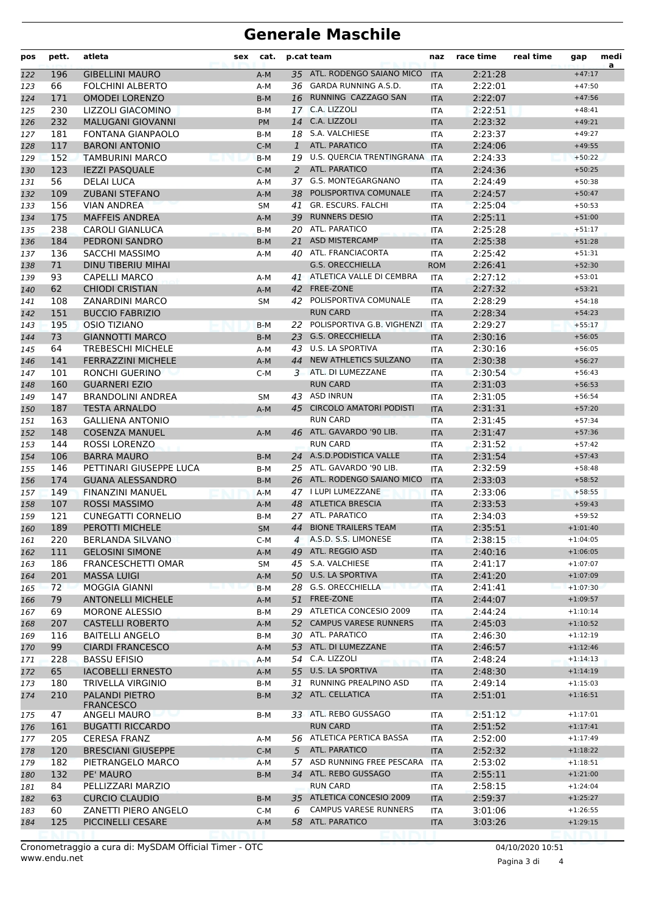# Generale Maschile

| pos | pett. | atleta | sex | cat. | p.cat | team | naz | race time | real time | gap | medi a |
|---|---|---|---|---|---|---|---|---|---|---|---|
| 122 | 196 | GIBELLINI MAURO | | A-M | 35 | ATL. RODENGO SAIANO MICO | ITA | 2:21:28 | | +47:17 | |
| 123 | 66 | FOLCHINI ALBERTO | | A-M | 36 | GARDA RUNNING A.S.D. | ITA | 2:22:01 | | +47:50 | |
| 124 | 171 | OMODEI LORENZO | | B-M | 16 | RUNNING CAZZAGO SAN | ITA | 2:22:07 | | +47:56 | |
| 125 | 230 | LIZZOLI GIACOMINO | | B-M | 17 | C.A. LIZZOLI | ITA | 2:22:51 | | +48:41 | |
| 126 | 232 | MALUGANI GIOVANNI | | PM | 14 | C.A. LIZZOLI | ITA | 2:23:32 | | +49:21 | |
| 127 | 181 | FONTANA GIANPAOLO | | B-M | 18 | S.A. VALCHIESE | ITA | 2:23:37 | | +49:27 | |
| 128 | 117 | BARONI ANTONIO | | C-M | 1 | ATL. PARATICO | ITA | 2:24:06 | | +49:55 | |
| 129 | 152 | TAMBURINI MARCO | | B-M | 19 | U.S. QUERCIA TRENTINGRANA | ITA | 2:24:33 | | +50:22 | |
| 130 | 123 | IEZZI PASQUALE | | C-M | 2 | ATL. PARATICO | ITA | 2:24:36 | | +50:25 | |
| 131 | 56 | DELAI LUCA | | A-M | 37 | G.S. MONTEGARGNANO | ITA | 2:24:49 | | +50:38 | |
| 132 | 109 | ZUBANI STEFANO | | A-M | 38 | POLISPORTIVA COMUNALE | ITA | 2:24:57 | | +50:47 | |
| 133 | 156 | VIAN ANDREA | | SM | 41 | GR. ESCURS. FALCHI | ITA | 2:25:04 | | +50:53 | |
| 134 | 175 | MAFFEIS ANDREA | | A-M | 39 | RUNNERS DESIO | ITA | 2:25:11 | | +51:00 | |
| 135 | 238 | CAROLI GIANLUCA | | B-M | 20 | ATL. PARATICO | ITA | 2:25:28 | | +51:17 | |
| 136 | 184 | PEDRONI SANDRO | | B-M | 21 | ASD MISTERCAMP | ITA | 2:25:38 | | +51:28 | |
| 137 | 136 | SACCHI MASSIMO | | A-M | 40 | ATL. FRANCIACORTA | ITA | 2:25:42 | | +51:31 | |
| 138 | 71 | DINU TIBERIU MIHAI | | | | G.S. ORECCHIELLA | ROM | 2:26:41 | | +52:30 | |
| 139 | 93 | CAPELLI MARCO | | A-M | 41 | ATLETICA VALLE DI CEMBRA | ITA | 2:27:12 | | +53:01 | |
| 140 | 62 | CHIODI CRISTIAN | | A-M | 42 | FREE-ZONE | ITA | 2:27:32 | | +53:21 | |
| 141 | 108 | ZANARDINI MARCO | | SM | 42 | POLISPORTIVA COMUNALE | ITA | 2:28:29 | | +54:18 | |
| 142 | 151 | BUCCIO FABRIZIO | | | | RUN CARD | ITA | 2:28:34 | | +54:23 | |
| 143 | 195 | OSIO TIZIANO | | B-M | 22 | POLISPORTIVA G.B. VIGHENZI | ITA | 2:29:27 | | +55:17 | |
| 144 | 73 | GIANNOTTI MARCO | | B-M | 23 | G.S. ORECCHIELLA | ITA | 2:30:16 | | +56:05 | |
| 145 | 64 | TREBESCHI MICHELE | | A-M | 43 | U.S. LA SPORTIVA | ITA | 2:30:16 | | +56:05 | |
| 146 | 141 | FERRAZZINI MICHELE | | A-M | 44 | NEW ATHLETICS SULZANO | ITA | 2:30:38 | | +56:27 | |
| 147 | 101 | RONCHI GUERINO | | C-M | 3 | ATL. DI LUMEZZANE | ITA | 2:30:54 | | +56:43 | |
| 148 | 160 | GUARNERI EZIO | | | | RUN CARD | ITA | 2:31:03 | | +56:53 | |
| 149 | 147 | BRANDOLINI ANDREA | | SM | 43 | ASD INRUN | ITA | 2:31:05 | | +56:54 | |
| 150 | 187 | TESTA ARNALDO | | A-M | 45 | CIRCOLO AMATORI PODISTI | ITA | 2:31:31 | | +57:20 | |
| 151 | 163 | GALLIENA ANTONIO | | | | RUN CARD | ITA | 2:31:45 | | +57:34 | |
| 152 | 148 | COSENZA MANUEL | | A-M | 46 | ATL. GAVARDO '90 LIB. | ITA | 2:31:47 | | +57:36 | |
| 153 | 144 | ROSSI LORENZO | | | | RUN CARD | ITA | 2:31:52 | | +57:42 | |
| 154 | 106 | BARRA MAURO | | B-M | 24 | A.S.D.PODISTICA VALLE | ITA | 2:31:54 | | +57:43 | |
| 155 | 146 | PETTINARI GIUSEPPE LUCA | | B-M | 25 | ATL. GAVARDO '90 LIB. | ITA | 2:32:59 | | +58:48 | |
| 156 | 174 | GUANA ALESSANDRO | | B-M | 26 | ATL. RODENGO SAIANO MICO | ITA | 2:33:03 | | +58:52 | |
| 157 | 149 | FINANZINI MANUEL | | A-M | 47 | I LUPI LUMEZZANE | ITA | 2:33:06 | | +58:55 | |
| 158 | 107 | ROSSI MASSIMO | | A-M | 48 | ATLETICA BRESCIA | ITA | 2:33:53 | | +59:43 | |
| 159 | 121 | CUNEGATTI CORNELIO | | B-M | 27 | ATL. PARATICO | ITA | 2:34:03 | | +59:52 | |
| 160 | 189 | PEROTTI MICHELE | | SM | 44 | BIONE TRAILERS TEAM | ITA | 2:35:51 | | +1:01:40 | |
| 161 | 220 | BERLANDA SILVANO | | C-M | 4 | A.S.D. S.S. LIMONESE | ITA | 2:38:15 | | +1:04:05 | |
| 162 | 111 | GELOSINI SIMONE | | A-M | 49 | ATL. REGGIO ASD | ITA | 2:40:16 | | +1:06:05 | |
| 163 | 186 | FRANCESCHETTI OMAR | | SM | 45 | S.A. VALCHIESE | ITA | 2:41:17 | | +1:07:07 | |
| 164 | 201 | MASSA LUIGI | | A-M | 50 | U.S. LA SPORTIVA | ITA | 2:41:20 | | +1:07:09 | |
| 165 | 72 | MOGGIA GIANNI | | B-M | 28 | G.S. ORECCHIELLA | ITA | 2:41:41 | | +1:07:30 | |
| 166 | 79 | ANTONELLI MICHELE | | A-M | 51 | FREE-ZONE | ITA | 2:44:07 | | +1:09:57 | |
| 167 | 69 | MORONE ALESSIO | | B-M | 29 | ATLETICA CONCESIO 2009 | ITA | 2:44:24 | | +1:10:14 | |
| 168 | 207 | CASTELLI ROBERTO | | A-M | 52 | CAMPUS VARESE RUNNERS | ITA | 2:45:03 | | +1:10:52 | |
| 169 | 116 | BAITELLI ANGELO | | B-M | 30 | ATL. PARATICO | ITA | 2:46:30 | | +1:12:19 | |
| 170 | 99 | CIARDI FRANCESCO | | A-M | 53 | ATL. DI LUMEZZANE | ITA | 2:46:57 | | +1:12:46 | |
| 171 | 228 | BASSU EFISIO | | A-M | 54 | C.A. LIZZOLI | ITA | 2:48:24 | | +1:14:13 | |
| 172 | 65 | IACOBELLI ERNESTO | | A-M | 55 | U.S. LA SPORTIVA | ITA | 2:48:30 | | +1:14:19 | |
| 173 | 180 | TRIVELLA VIRGINIO | | B-M | 31 | RUNNING PREALPINO ASD | ITA | 2:49:14 | | +1:15:03 | |
| 174 | 210 | PALANDI PIETRO FRANCESCO | | B-M | 32 | ATL. CELLATICA | ITA | 2:51:01 | | +1:16:51 | |
| 175 | 47 | ANGELI MAURO | | B-M | 33 | ATL. REBO GUSSAGO | ITA | 2:51:12 | | +1:17:01 | |
| 176 | 161 | BUGATTI RICCARDO | | | | RUN CARD | ITA | 2:51:52 | | +1:17:41 | |
| 177 | 205 | CERESA FRANZ | | A-M | 56 | ATLETICA PERTICA BASSA | ITA | 2:52:00 | | +1:17:49 | |
| 178 | 120 | BRESCIANI GIUSEPPE | | C-M | 5 | ATL. PARATICO | ITA | 2:52:32 | | +1:18:22 | |
| 179 | 182 | PIETRANGELO MARCO | | A-M | 57 | ASD RUNNING FREE PESCARA | ITA | 2:53:02 | | +1:18:51 | |
| 180 | 132 | PE' MAURO | | B-M | 34 | ATL. REBO GUSSAGO | ITA | 2:55:11 | | +1:21:00 | |
| 181 | 84 | PELLIZZARI MARZIO | | | | RUN CARD | ITA | 2:58:15 | | +1:24:04 | |
| 182 | 63 | CURCIO CLAUDIO | | B-M | 35 | ATLETICA CONCESIO 2009 | ITA | 2:59:37 | | +1:25:27 | |
| 183 | 60 | ZANETTI PIERO ANGELO | | C-M | 6 | CAMPUS VARESE RUNNERS | ITA | 3:01:06 | | +1:26:55 | |
| 184 | 125 | PICCINELLI CESARE | | A-M | 58 | ATL. PARATICO | ITA | 3:03:26 | | +1:29:15 | |

Cronometraggio a cura di: MySDAM Official Timer - OTC
www.endu.net

04/10/2020 10:51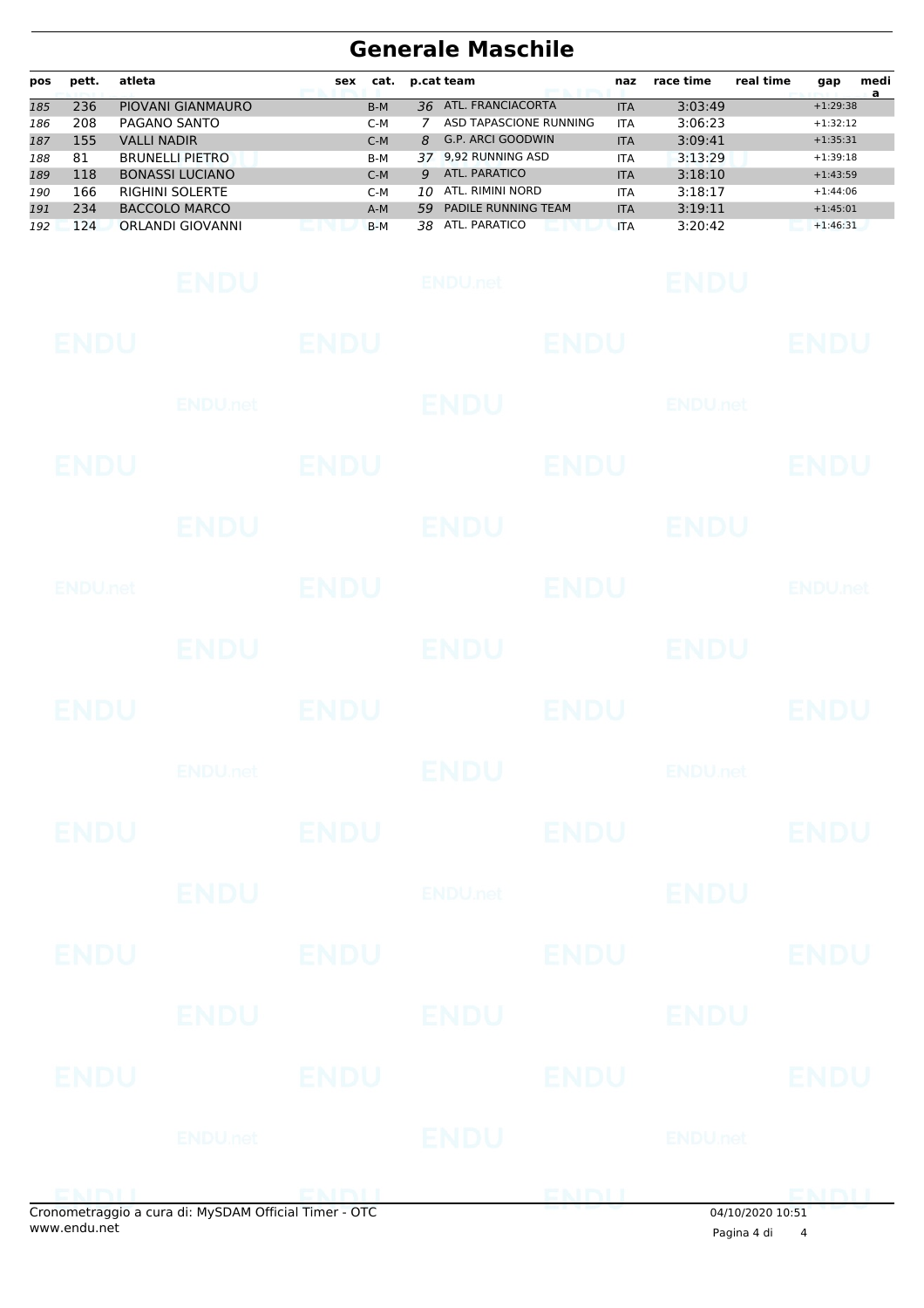# Generale Maschile

| pos | pett. | atleta | sex | cat. | p.cat | team | naz | race time | real time | gap | media |
|---|---|---|---|---|---|---|---|---|---|---|---|
| 185 | 236 | PIOVANI GIANMAURO | | B-M | 36 | ATL. FRANCIACORTA | ITA | 3:03:49 | | +1:29:38 | |
| 186 | 208 | PAGANO SANTO | | C-M | 7 | ASD TAPASCIONE RUNNING | ITA | 3:06:23 | | +1:32:12 | |
| 187 | 155 | VALLI NADIR | | C-M | 8 | G.P. ARCI GOODWIN | ITA | 3:09:41 | | +1:35:31 | |
| 188 | 81 | BRUNELLI PIETRO | | B-M | 37 | 9,92 RUNNING ASD | ITA | 3:13:29 | | +1:39:18 | |
| 189 | 118 | BONASSI LUCIANO | | C-M | 9 | ATL. PARATICO | ITA | 3:18:10 | | +1:43:59 | |
| 190 | 166 | RIGHINI SOLERTE | | C-M | 10 | ATL. RIMINI NORD | ITA | 3:18:17 | | +1:44:06 | |
| 191 | 234 | BACCOLO MARCO | | A-M | 59 | PADILE RUNNING TEAM | ITA | 3:19:11 | | +1:45:01 | |
| 192 | 124 | ORLANDI GIOVANNI | | B-M | 38 | ATL. PARATICO | ITA | 3:20:42 | | +1:46:31 | |

Cronometraggio a cura di: MySDAM Official Timer - OTC
www.endu.net

04/10/2020 10:51